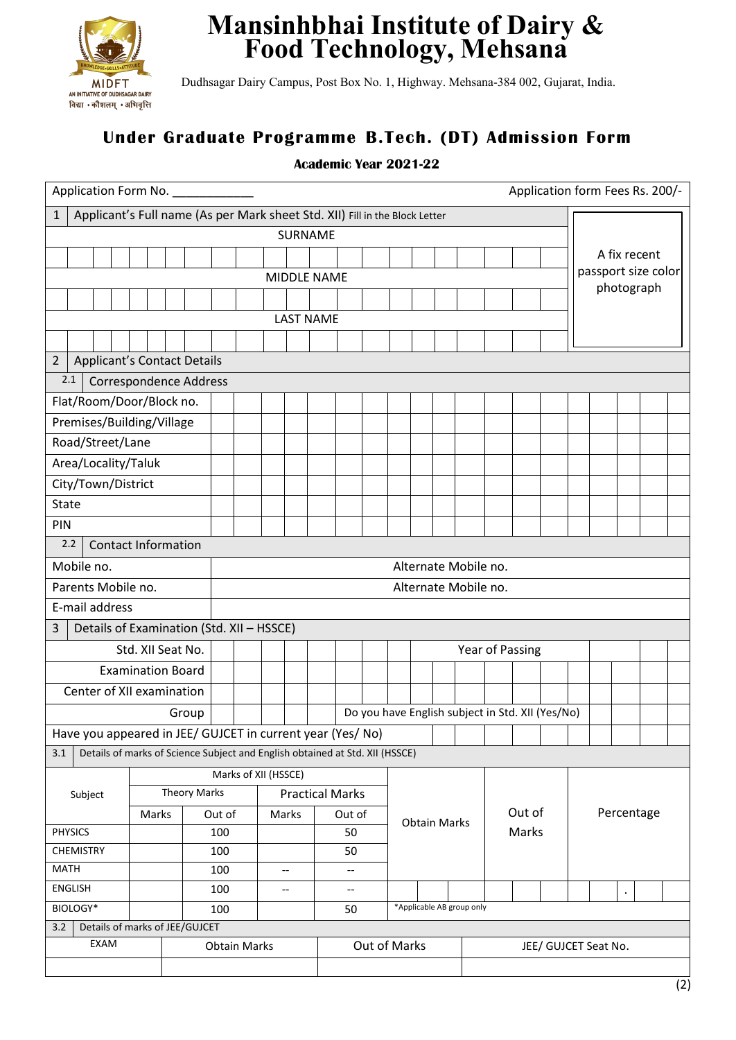# Mansinhbhai Institute of Dairy & Food Technology, Mehsana

MIDFT
AN INITIATIVE OF DUDHSAGAR DAIRY
विद्या • कौशलम् • अभिवृत्ति

Dudhsagar Dairy Campus, Post Box No. 1, Highway. Mehsana-384 002, Gujarat, India.

## Under Graduate Programme B.Tech. (DT) Admission Form

**Academic Year 2021-22**

Application Form No. ____________ Application form Fees Rs. 200/-

**1** Applicant's Full name (As per Mark sheet Std. XII) Fill in the Block Letter

| SURNAME |
|---|
| |
| **MIDDLE NAME** |
| |
| **LAST NAME** |
| |

A fix recent passport size color photograph

**2** Applicant's Contact Details

**2.1** Correspondence Address

| Field | |
|---|---|
| Flat/Room/Door/Block no. | |
| Premises/Building/Village | |
| Road/Street/Lane | |
| Area/Locality/Taluk | |
| City/Town/District | |
| State | |
| PIN | |

**2.2** Contact Information

| Field | | |
|---|---|---|
| Mobile no. | | Alternate Mobile no. |
| Parents Mobile no. | | Alternate Mobile no. |
| E-mail address | | |

**3** Details of Examination (Std. XII – HSSCE)

| Field | | | |
|---|---|---|---|
| Std. XII Seat No. | | Year of Passing | |
| Examination Board | | | |
| Center of XII examination | | | |
| Group | | Do you have English subject in Std. XII (Yes/No) | |
| Have you appeared in JEE/ GUJCET in current year (Yes/ No) | | | |

**3.1** Details of marks of Science Subject and English obtained at Std. XII (HSSCE)

| Subject | Marks of XII (HSSCE) | | | | Obtain Marks | Out of Marks | Percentage |
|---|---|---|---|---|---|---|---|
| | Theory Marks | | Practical Marks | | | | |
| | Marks | Out of | Marks | Out of | | | |
| PHYSICS | | 100 | | 50 | | | |
| CHEMISTRY | | 100 | | 50 | | | |
| MATH | | 100 | -- | -- | | | |
| ENGLISH | | 100 | -- | -- | | | . |
| BIOLOGY* | | 100 | | 50 | *Applicable AB group only | | |

**3.2** Details of marks of JEE/GUJCET

| EXAM | Obtain Marks | Out of Marks | JEE/ GUJCET Seat No. |
|---|---|---|---|
| | | | |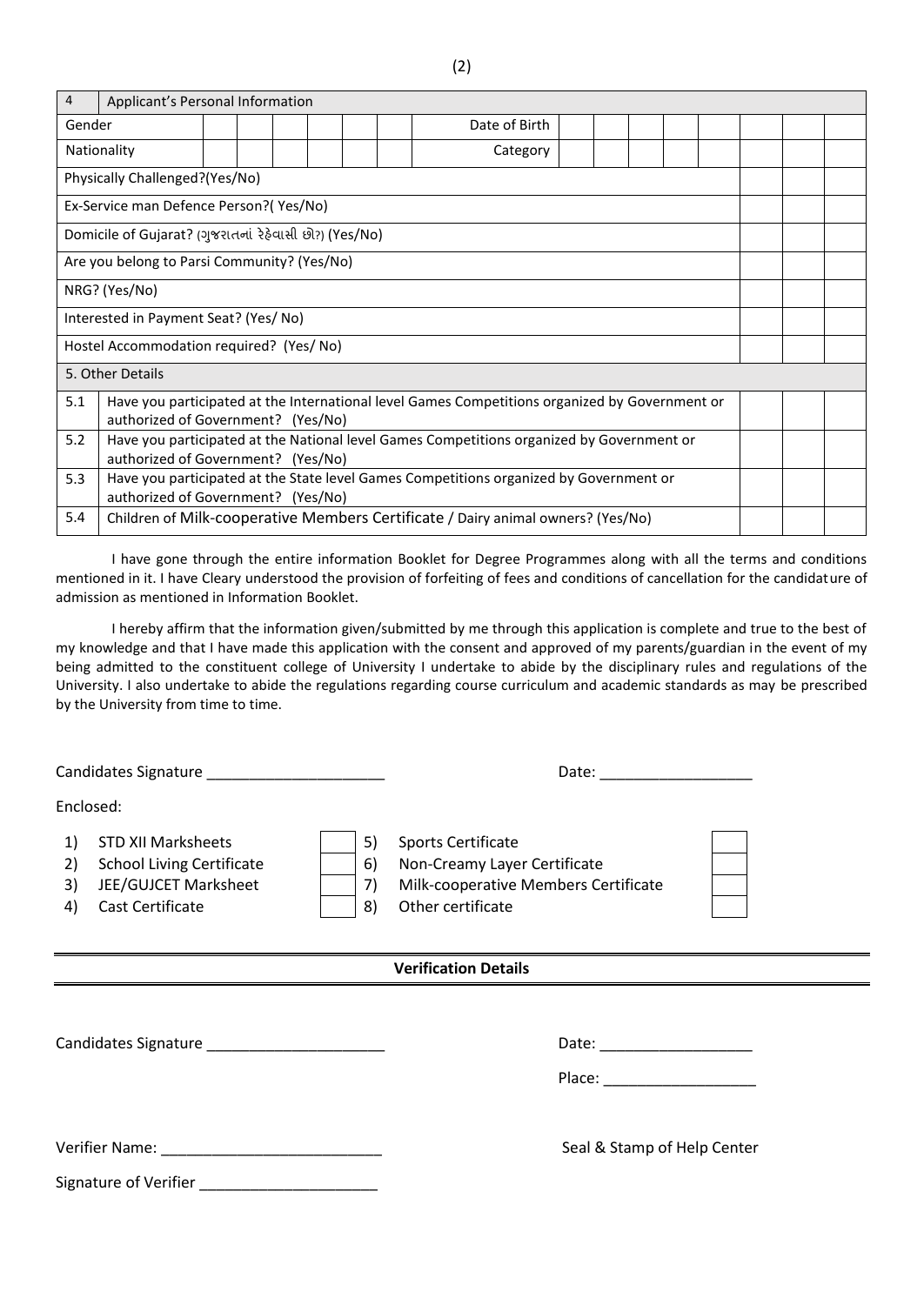| 4 | Applicant's Personal Information | | | | | | | | | | | | | | | | |
|---|---|---|---|---|---|---|---|---|---|---|---|---|---|---|---|---|---|
| Gender | | | | | | | | | Date of Birth | | | | | | | | |
| Nationality | | | | | | | | | Category | | | | | | | | |
| Physically Challenged?(Yes/No) | | | | | | | | | | | | | | | | | |
| Ex-Service man Defence Person?( Yes/No) | | | | | | | | | | | | | | | | | |
| Domicile of Gujarat? (ગુજરાતનાં રેહેવાસી છો?) (Yes/No) | | | | | | | | | | | | | | | | | |
| Are you belong to Parsi Community? (Yes/No) | | | | | | | | | | | | | | | | | |
| NRG? (Yes/No) | | | | | | | | | | | | | | | | | |
| Interested in Payment Seat? (Yes/ No) | | | | | | | | | | | | | | | | | |
| Hostel Accommodation required? (Yes/ No) | | | | | | | | | | | | | | | | | |

| 5. Other Details | | | | |
|---|---|---|---|---|
| 5.1 | Have you participated at the International level Games Competitions organized by Government or authorized of Government? (Yes/No) | | | |
| 5.2 | Have you participated at the National level Games Competitions organized by Government or authorized of Government? (Yes/No) | | | |
| 5.3 | Have you participated at the State level Games Competitions organized by Government or authorized of Government? (Yes/No) | | | |
| 5.4 | Children of Milk-cooperative Members Certificate / Dairy animal owners? (Yes/No) | | | |

I have gone through the entire information Booklet for Degree Programmes along with all the terms and conditions mentioned in it. I have Cleary understood the provision of forfeiting of fees and conditions of cancellation for the candidature of admission as mentioned in Information Booklet.

I hereby affirm that the information given/submitted by me through this application is complete and true to the best of my knowledge and that I have made this application with the consent and approved of my parents/guardian in the event of my being admitted to the constituent college of University I undertake to abide by the disciplinary rules and regulations of the University. I also undertake to abide the regulations regarding course curriculum and academic standards as may be prescribed by the University from time to time.

Candidates Signature ____________________ Date: ________________

Enclosed:

| | | | | | |
|---|---|---|---|---|---|
| 1) | STD XII Marksheets | | 5) | Sports Certificate | |
| 2) | School Living Certificate | | 6) | Non-Creamy Layer Certificate | |
| 3) | JEE/GUJCET Marksheet | | 7) | Milk-cooperative Members Certificate | |
| 4) | Cast Certificate | | 8) | Other certificate | |

## Verification Details

Candidates Signature ____________________ Date: ________________

Place: ________________

Verifier Name: ________________________ Seal & Stamp of Help Center

Signature of Verifier ____________________